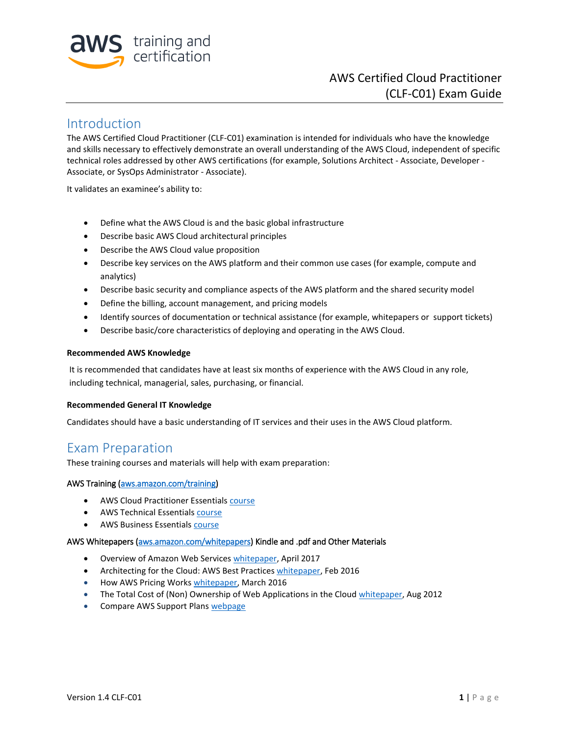# AWS Certified Cloud Practitioner (CLF-C01) Exam Guide

## Introduction

The AWS Certified Cloud Practitioner (CLF-C01) examination is intended for individuals who have the knowledge and skills necessary to effectively demonstrate an overall understanding of the AWS Cloud, independent of specific technical roles addressed by other AWS certifications (for example, Solutions Architect - Associate, Developer - Associate, or SysOps Administrator - Associate).

It validates an examinee's ability to:

- Define what the AWS Cloud is and the basic global infrastructure
- Describe basic AWS Cloud architectural principles
- Describe the AWS Cloud value proposition
- Describe key services on the AWS platform and their common use cases (for example, compute and analytics)
- Describe basic security and compliance aspects of the AWS platform and the shared security model
- Define the billing, account management, and pricing models
- Identify sources of documentation or technical assistance (for example, whitepapers or support tickets)
- Describe basic/core characteristics of deploying and operating in the AWS Cloud.

**Recommended AWS Knowledge**

It is recommended that candidates have at least six months of experience with the AWS Cloud in any role, including technical, managerial, sales, purchasing, or financial.

**Recommended General IT Knowledge**

Candidates should have a basic understanding of IT services and their uses in the AWS Cloud platform.

## Exam Preparation

These training courses and materials will help with exam preparation:

AWS Training (aws.amazon.com/training)

- AWS Cloud Practitioner Essentials course
- AWS Technical Essentials course
- AWS Business Essentials course

AWS Whitepapers (aws.amazon.com/whitepapers) Kindle and .pdf and Other Materials

- Overview of Amazon Web Services whitepaper, April 2017
- Architecting for the Cloud: AWS Best Practices whitepaper, Feb 2016
- How AWS Pricing Works whitepaper, March 2016
- The Total Cost of (Non) Ownership of Web Applications in the Cloud whitepaper, Aug 2012
- Compare AWS Support Plans webpage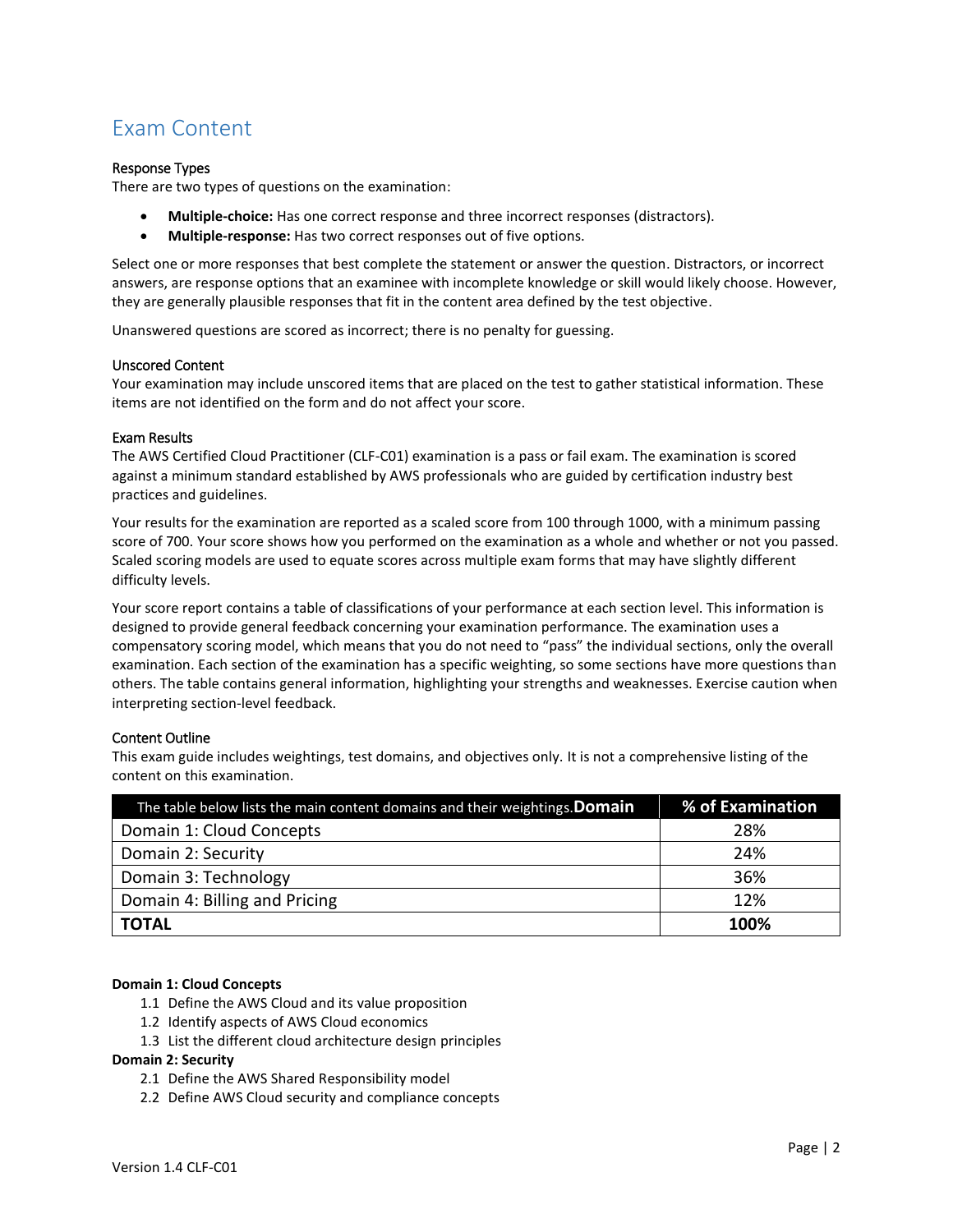## Exam Content

### Response Types

There are two types of questions on the examination:

- **Multiple-choice:** Has one correct response and three incorrect responses (distractors).
- **Multiple-response:** Has two correct responses out of five options.

Select one or more responses that best complete the statement or answer the question. Distractors, or incorrect answers, are response options that an examinee with incomplete knowledge or skill would likely choose. However, they are generally plausible responses that fit in the content area defined by the test objective.

Unanswered questions are scored as incorrect; there is no penalty for guessing.

### Unscored Content

Your examination may include unscored items that are placed on the test to gather statistical information. These items are not identified on the form and do not affect your score.

### Exam Results

The AWS Certified Cloud Practitioner (CLF-C01) examination is a pass or fail exam. The examination is scored against a minimum standard established by AWS professionals who are guided by certification industry best practices and guidelines.

Your results for the examination are reported as a scaled score from 100 through 1000, with a minimum passing score of 700. Your score shows how you performed on the examination as a whole and whether or not you passed. Scaled scoring models are used to equate scores across multiple exam forms that may have slightly different difficulty levels.

Your score report contains a table of classifications of your performance at each section level. This information is designed to provide general feedback concerning your examination performance. The examination uses a compensatory scoring model, which means that you do not need to "pass" the individual sections, only the overall examination. Each section of the examination has a specific weighting, so some sections have more questions than others. The table contains general information, highlighting your strengths and weaknesses. Exercise caution when interpreting section-level feedback.

### Content Outline

This exam guide includes weightings, test domains, and objectives only. It is not a comprehensive listing of the content on this examination.

The table below lists the main content domains and their weightings.

| Domain | % of Examination |
| --- | --- |
| Domain 1: Cloud Concepts | 28% |
| Domain 2: Security | 24% |
| Domain 3: Technology | 36% |
| Domain 4: Billing and Pricing | 12% |
| **TOTAL** | **100%** |

**Domain 1: Cloud Concepts**

1.1 Define the AWS Cloud and its value proposition
1.2 Identify aspects of AWS Cloud economics
1.3 List the different cloud architecture design principles

**Domain 2: Security**

2.1 Define the AWS Shared Responsibility model
2.2 Define AWS Cloud security and compliance concepts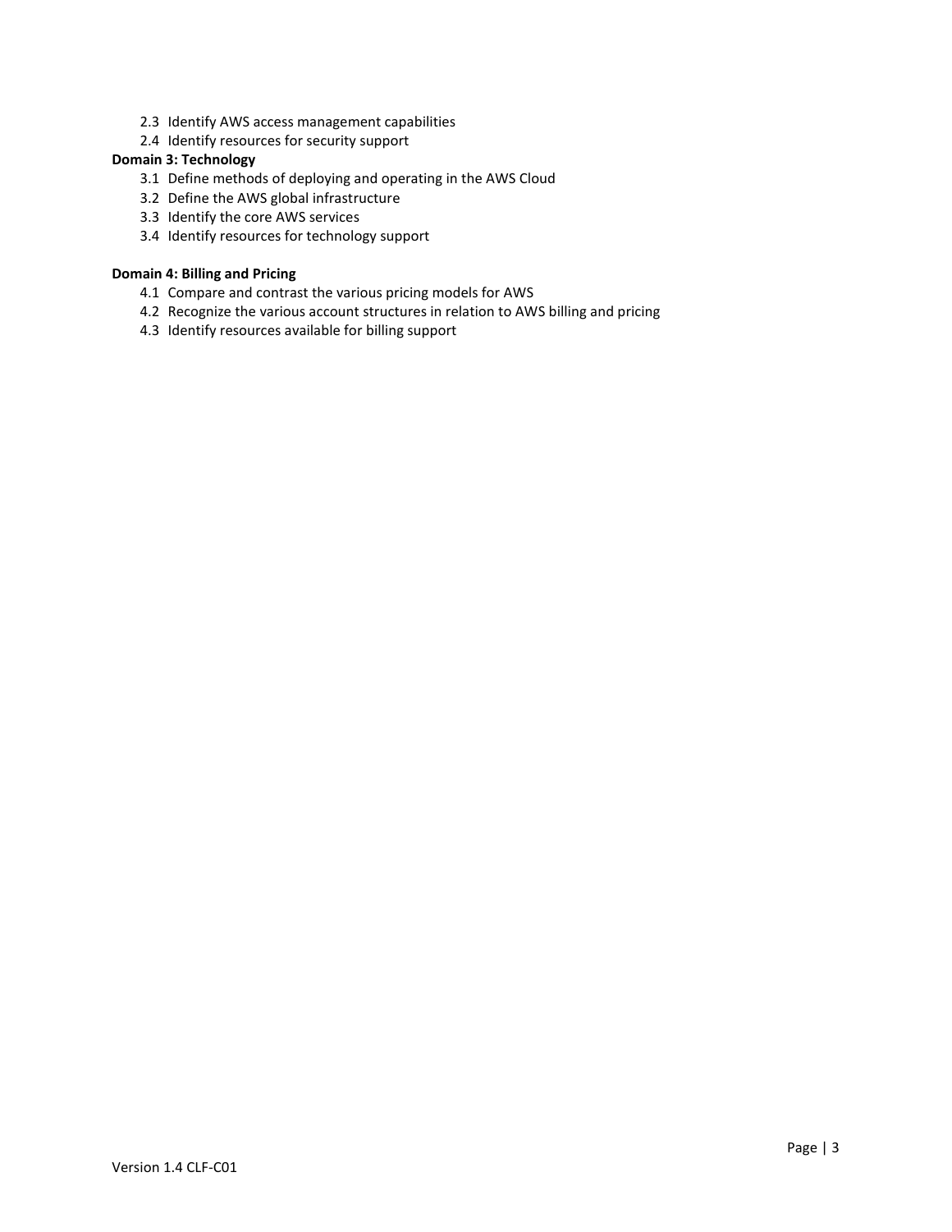2.3 Identify AWS access management capabilities
2.4 Identify resources for security support

**Domain 3: Technology**

3.1 Define methods of deploying and operating in the AWS Cloud
3.2 Define the AWS global infrastructure
3.3 Identify the core AWS services
3.4 Identify resources for technology support

**Domain 4: Billing and Pricing**

4.1 Compare and contrast the various pricing models for AWS
4.2 Recognize the various account structures in relation to AWS billing and pricing
4.3 Identify resources available for billing support